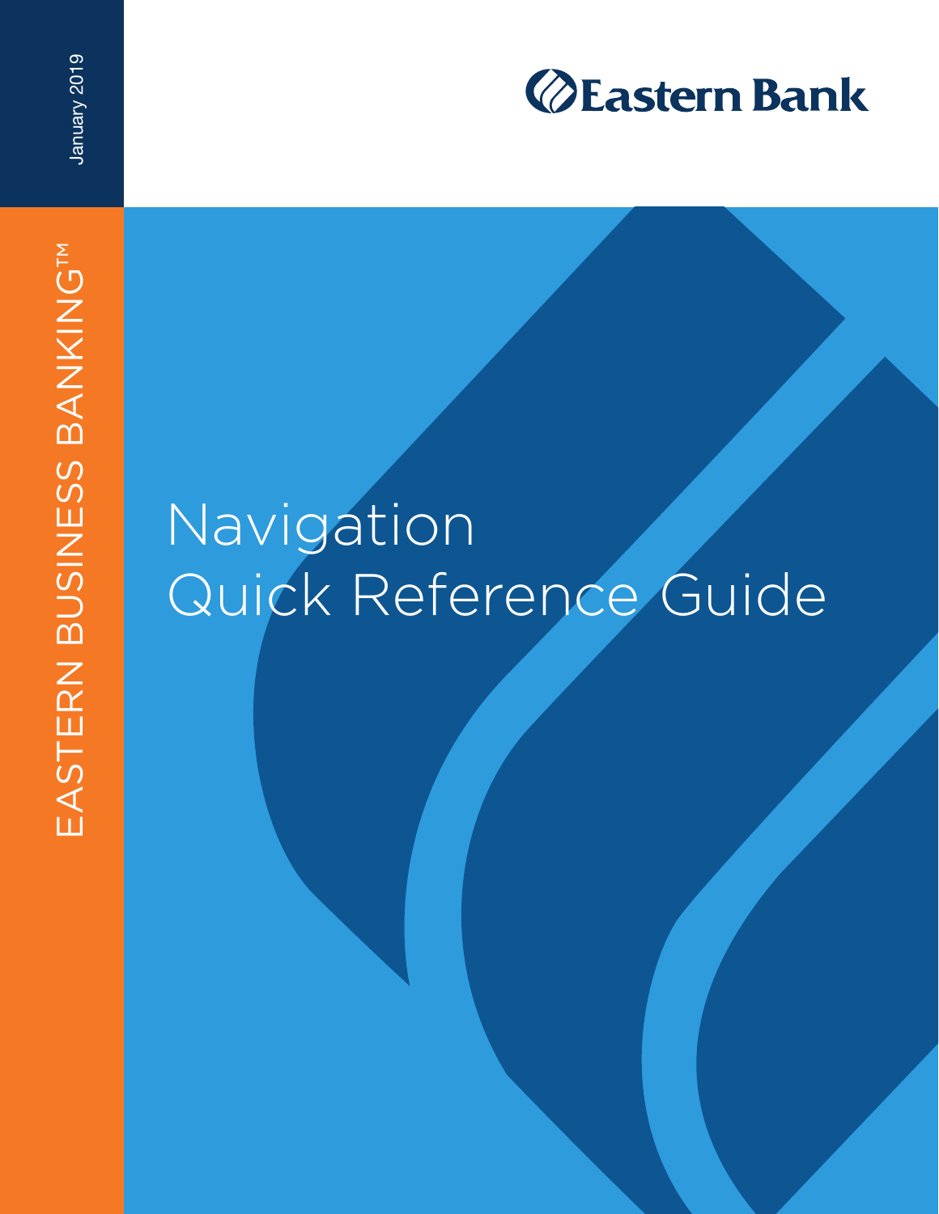January 2019

EASTERN BUSINESS BANKING™

Eastern Bank

# Navigation Quick Reference Guide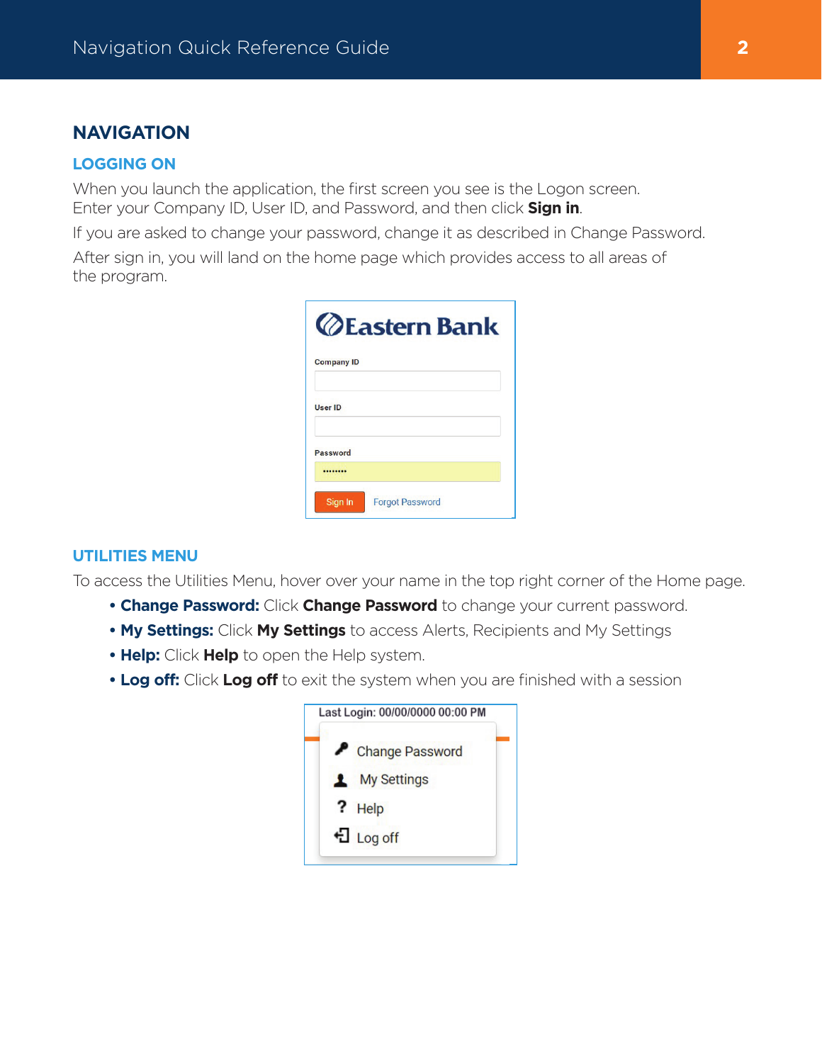# NAVIGATION

## LOGGING ON

When you launch the application, the first screen you see is the Logon screen. Enter your Company ID, User ID, and Password, and then click **Sign in**.

If you are asked to change your password, change it as described in Change Password.

After sign in, you will land on the home page which provides access to all areas of the program.

## UTILITIES MENU

To access the Utilities Menu, hover over your name in the top right corner of the Home page.

- **Change Password:** Click **Change Password** to change your current password.
- **My Settings:** Click **My Settings** to access Alerts, Recipients and My Settings
- **Help:** Click **Help** to open the Help system.
- **Log off:** Click **Log off** to exit the system when you are finished with a session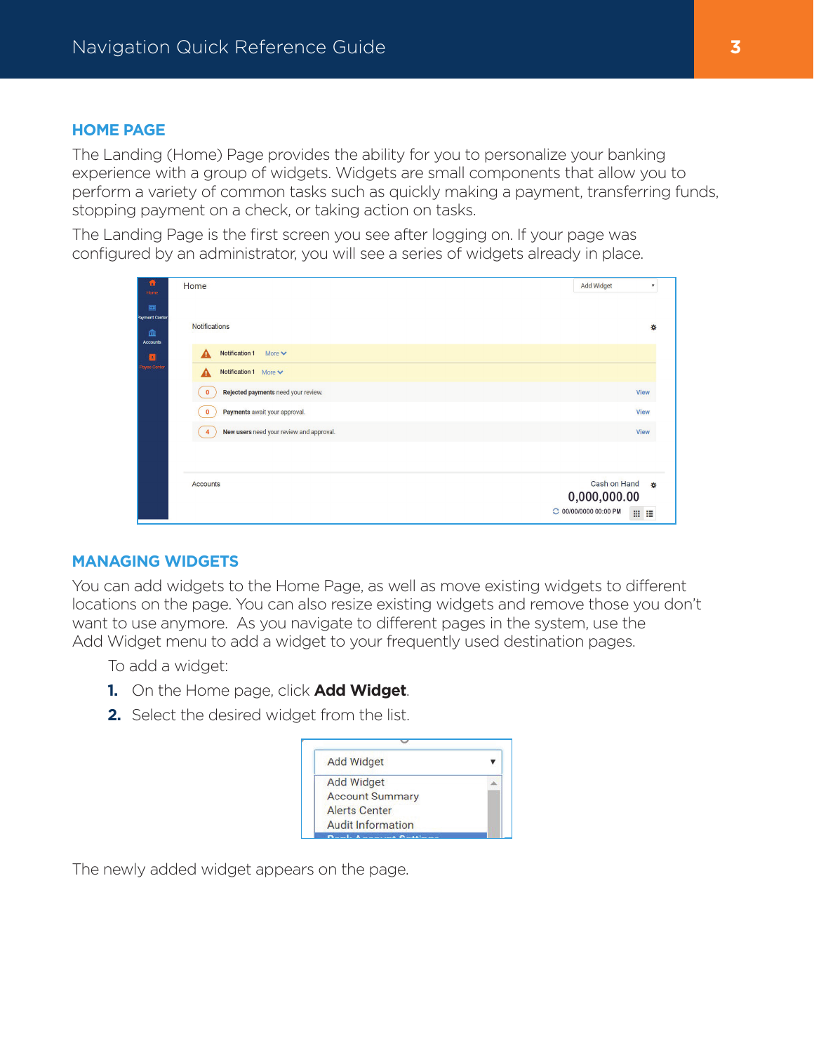## HOME PAGE

The Landing (Home) Page provides the ability for you to personalize your banking experience with a group of widgets. Widgets are small components that allow you to perform a variety of common tasks such as quickly making a payment, transferring funds, stopping payment on a check, or taking action on tasks.

The Landing Page is the first screen you see after logging on. If your page was configured by an administrator, you will see a series of widgets already in place.

## MANAGING WIDGETS

You can add widgets to the Home Page, as well as move existing widgets to different locations on the page. You can also resize existing widgets and remove those you don't want to use anymore. As you navigate to different pages in the system, use the Add Widget menu to add a widget to your frequently used destination pages.

To add a widget:

1. On the Home page, click **Add Widget**.
2. Select the desired widget from the list.

The newly added widget appears on the page.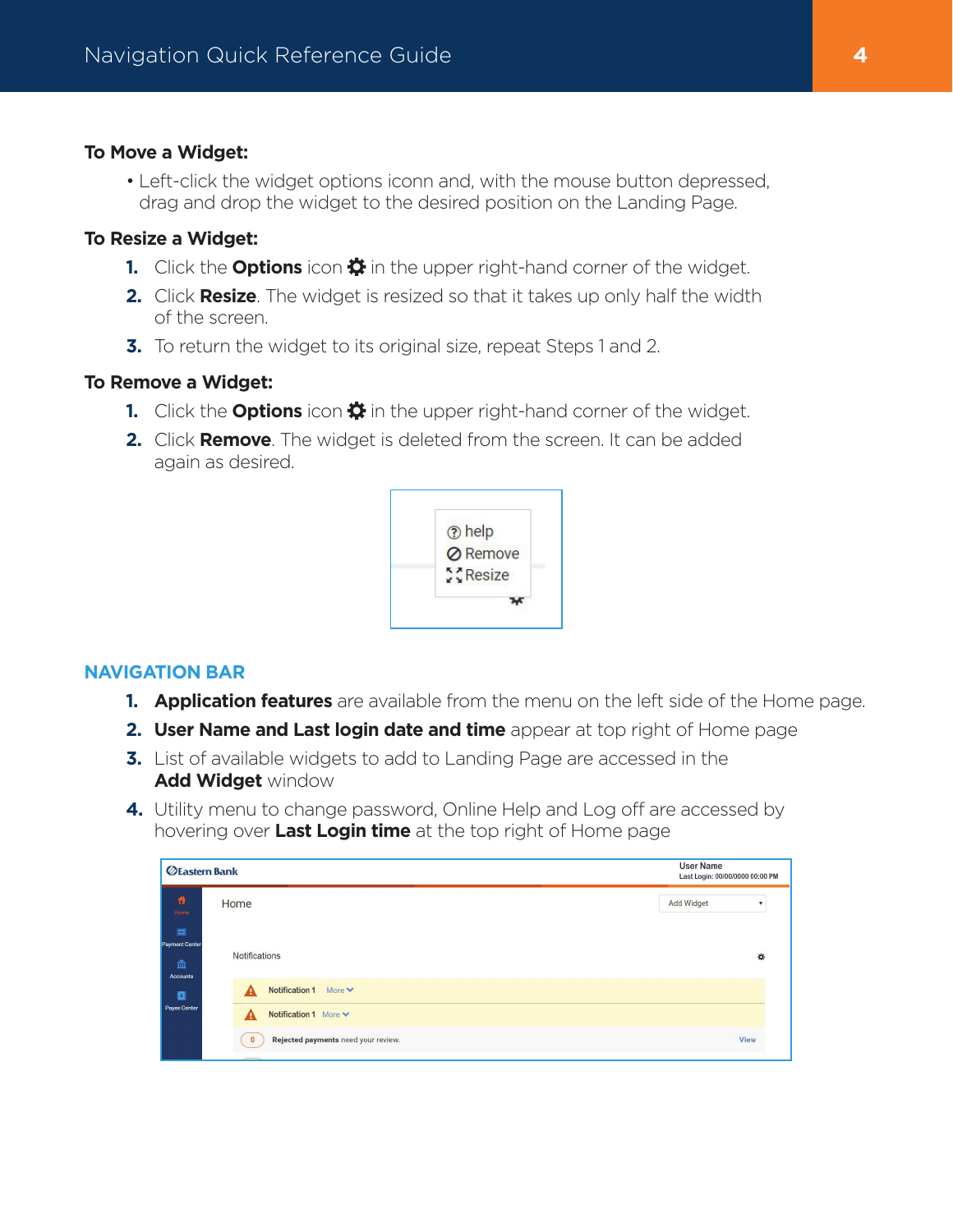**To Move a Widget:**

- Left-click the widget options iconn and, with the mouse button depressed, drag and drop the widget to the desired position on the Landing Page.

**To Resize a Widget:**

1. Click the **Options** icon ⚙ in the upper right-hand corner of the widget.
2. Click **Resize**. The widget is resized so that it takes up only half the width of the screen.
3. To return the widget to its original size, repeat Steps 1 and 2.

**To Remove a Widget:**

1. Click the **Options** icon ⚙ in the upper right-hand corner of the widget.
2. Click **Remove**. The widget is deleted from the screen. It can be added again as desired.

## NAVIGATION BAR

1. **Application features** are available from the menu on the left side of the Home page.
2. **User Name and Last login date and time** appear at top right of Home page
3. List of available widgets to add to Landing Page are accessed in the **Add Widget** window
4. Utility menu to change password, Online Help and Log off are accessed by hovering over **Last Login time** at the top right of Home page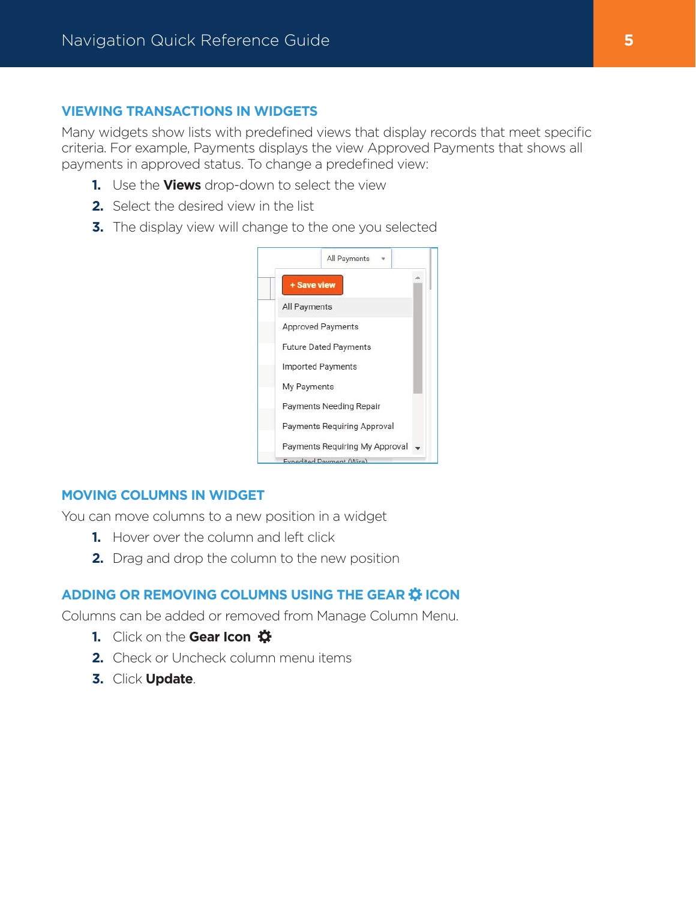## VIEWING TRANSACTIONS IN WIDGETS

Many widgets show lists with predefined views that display records that meet specific criteria. For example, Payments displays the view Approved Payments that shows all payments in approved status. To change a predefined view:

1. Use the **Views** drop-down to select the view
2. Select the desired view in the list
3. The display view will change to the one you selected

## MOVING COLUMNS IN WIDGET

You can move columns to a new position in a widget

1. Hover over the column and left click
2. Drag and drop the column to the new position

## ADDING OR REMOVING COLUMNS USING THE GEAR ⚙ ICON

Columns can be added or removed from Manage Column Menu.

1. Click on the **Gear Icon** ⚙
2. Check or Uncheck column menu items
3. Click **Update**.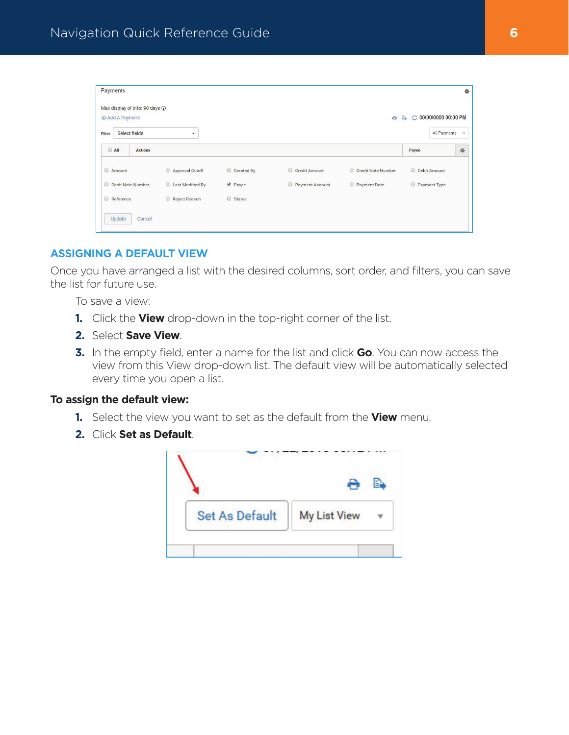## ASSIGNING A DEFAULT VIEW

Once you have arranged a list with the desired columns, sort order, and filters, you can save the list for future use.

To save a view:

1. Click the **View** drop-down in the top-right corner of the list.
2. Select **Save View**.
3. In the empty field, enter a name for the list and click **Go**. You can now access the view from this View drop-down list. The default view will be automatically selected every time you open a list.

**To assign the default view:**

1. Select the view you want to set as the default from the **View** menu.
2. Click **Set as Default**.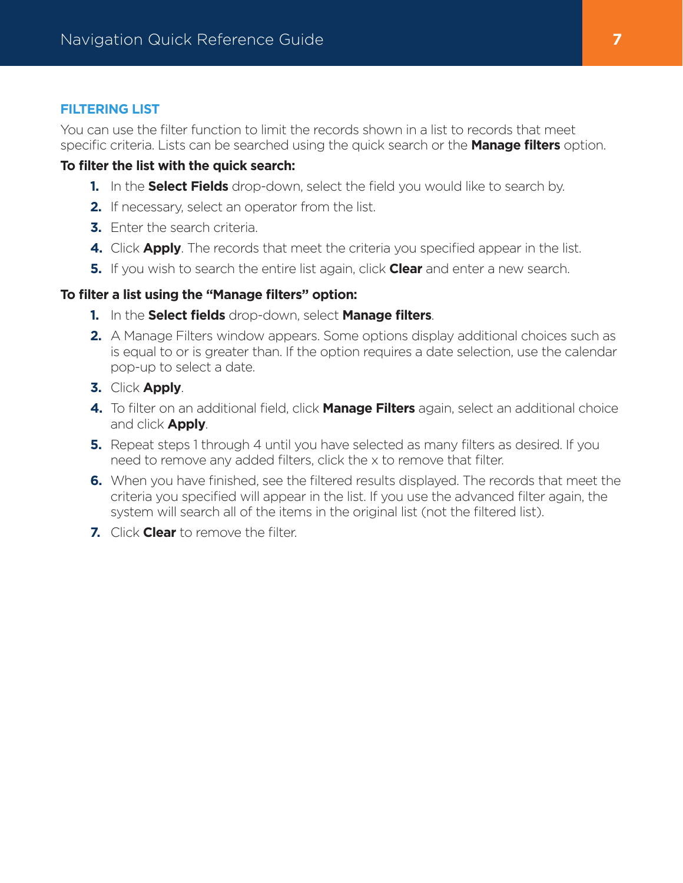## FILTERING LIST

You can use the filter function to limit the records shown in a list to records that meet specific criteria. Lists can be searched using the quick search or the **Manage filters** option.

**To filter the list with the quick search:**

1. In the **Select Fields** drop-down, select the field you would like to search by.
2. If necessary, select an operator from the list.
3. Enter the search criteria.
4. Click **Apply**. The records that meet the criteria you specified appear in the list.
5. If you wish to search the entire list again, click **Clear** and enter a new search.

**To filter a list using the "Manage filters" option:**

1. In the **Select fields** drop-down, select **Manage filters**.
2. A Manage Filters window appears. Some options display additional choices such as is equal to or is greater than. If the option requires a date selection, use the calendar pop-up to select a date.
3. Click **Apply**.
4. To filter on an additional field, click **Manage Filters** again, select an additional choice and click **Apply**.
5. Repeat steps 1 through 4 until you have selected as many filters as desired. If you need to remove any added filters, click the x to remove that filter.
6. When you have finished, see the filtered results displayed. The records that meet the criteria you specified will appear in the list. If you use the advanced filter again, the system will search all of the items in the original list (not the filtered list).
7. Click **Clear** to remove the filter.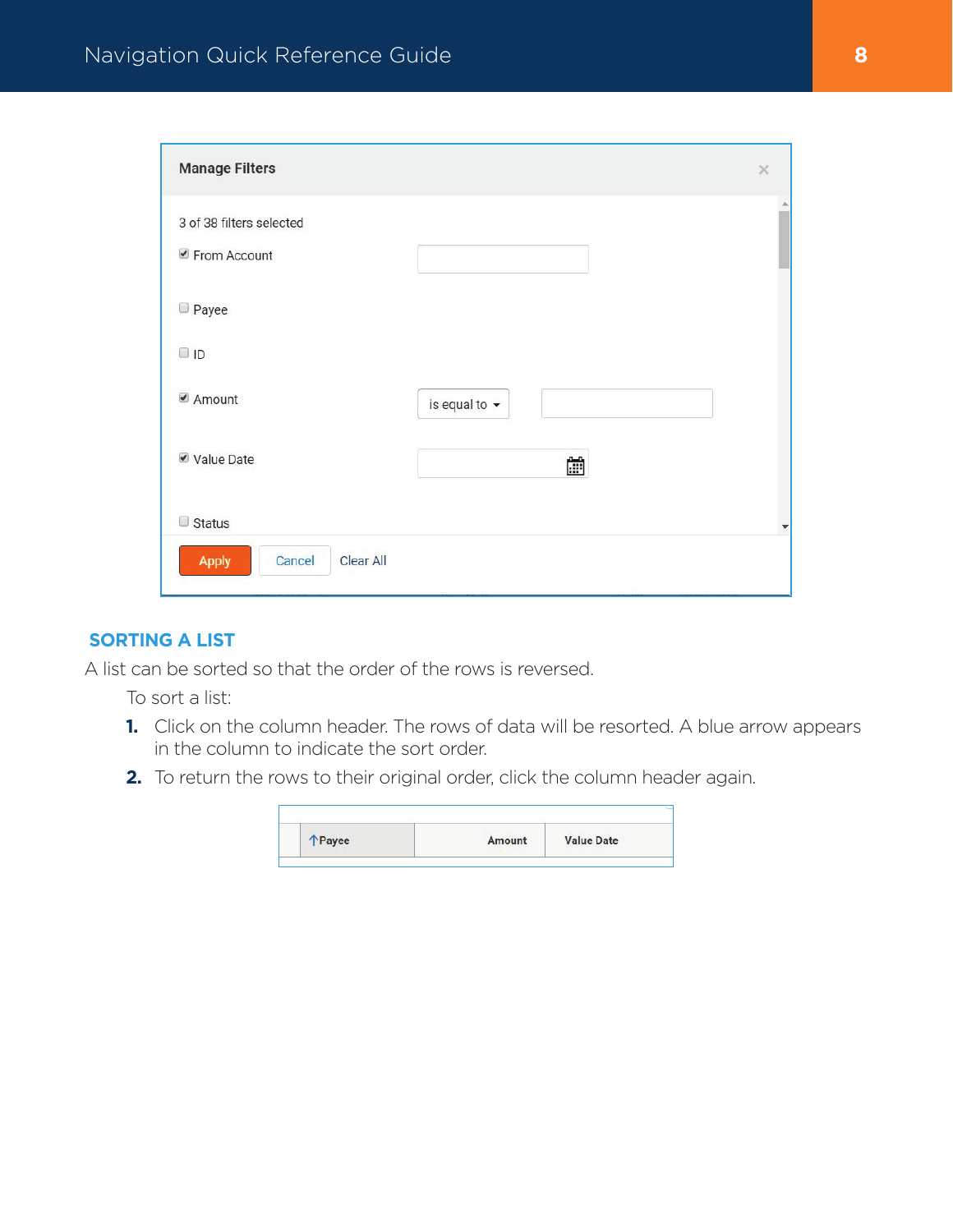Manage Filters

3 of 38 filters selected

- [x] From Account
- [ ] Payee
- [ ] ID
- [x] Amount — is equal to
- [x] Value Date
- [ ] Status

Apply | Cancel | Clear All

## SORTING A LIST

A list can be sorted so that the order of the rows is reversed.

To sort a list:

1. Click on the column header. The rows of data will be resorted. A blue arrow appears in the column to indicate the sort order.
2. To return the rows to their original order, click the column header again.

| | ↑Payee | Amount | Value Date |
|---|---|---|---|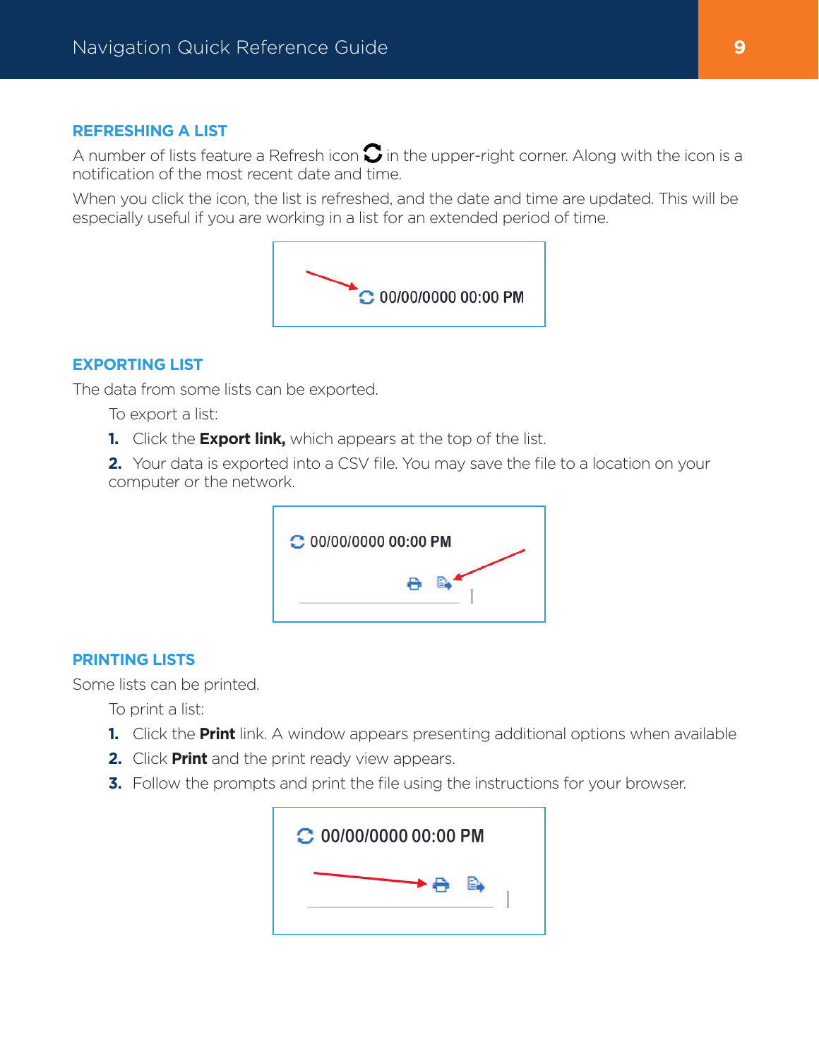## REFRESHING A LIST

A number of lists feature a Refresh icon in the upper-right corner. Along with the icon is a notification of the most recent date and time.

When you click the icon, the list is refreshed, and the date and time are updated. This will be especially useful if you are working in a list for an extended period of time.

00/00/0000 00:00 PM

## EXPORTING LIST

The data from some lists can be exported.

To export a list:

1. Click the **Export link,** which appears at the top of the list.
2. Your data is exported into a CSV file. You may save the file to a location on your computer or the network.

00/00/0000 00:00 PM

## PRINTING LISTS

Some lists can be printed.

To print a list:

1. Click the **Print** link. A window appears presenting additional options when available
2. Click **Print** and the print ready view appears.
3. Follow the prompts and print the file using the instructions for your browser.

00/00/0000 00:00 PM